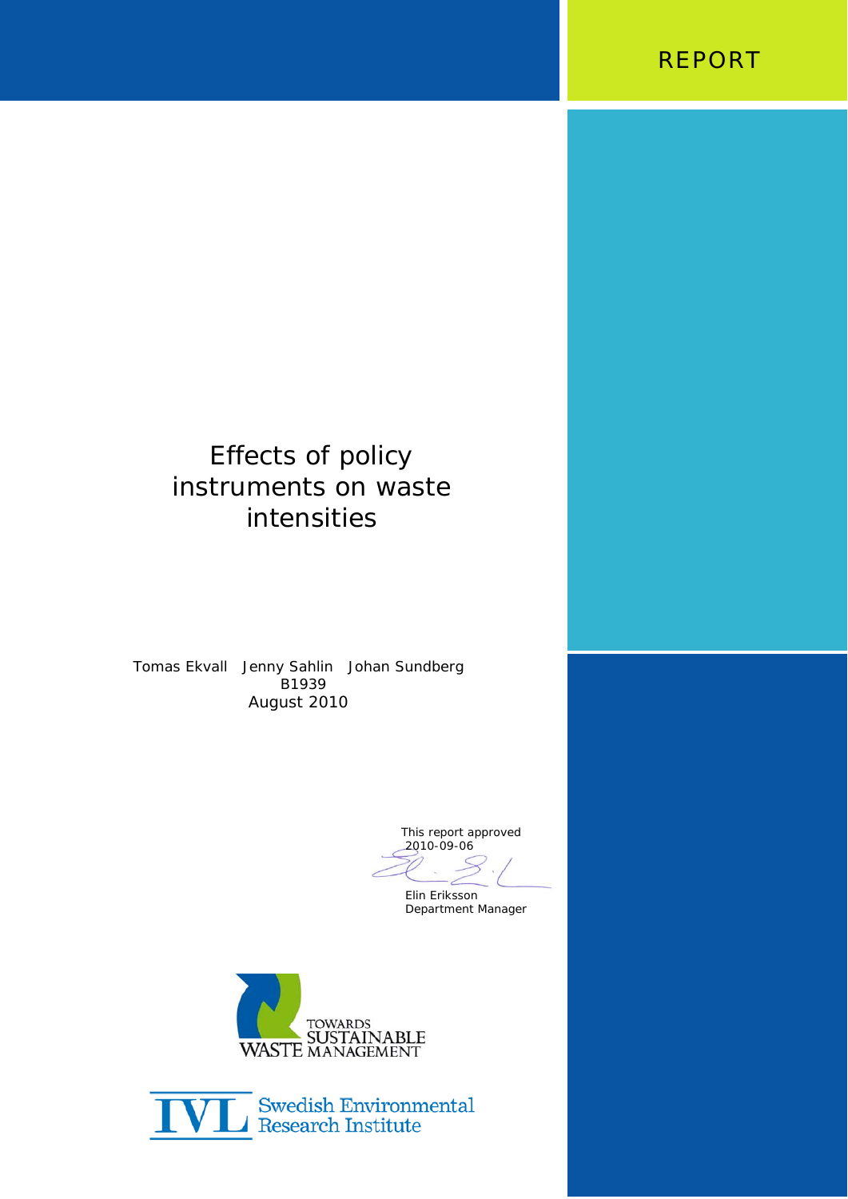REPORT

# Effects of policy instruments on waste intensities

Tomas Ekvall Jenny Sahlin Johan Sundberg
B1939
August 2010

This report approved
2010-09-06

Elin Eriksson
Department Manager

TOWARDS SUSTAINABLE WASTE MANAGEMENT

IVL Swedish Environmental Research Institute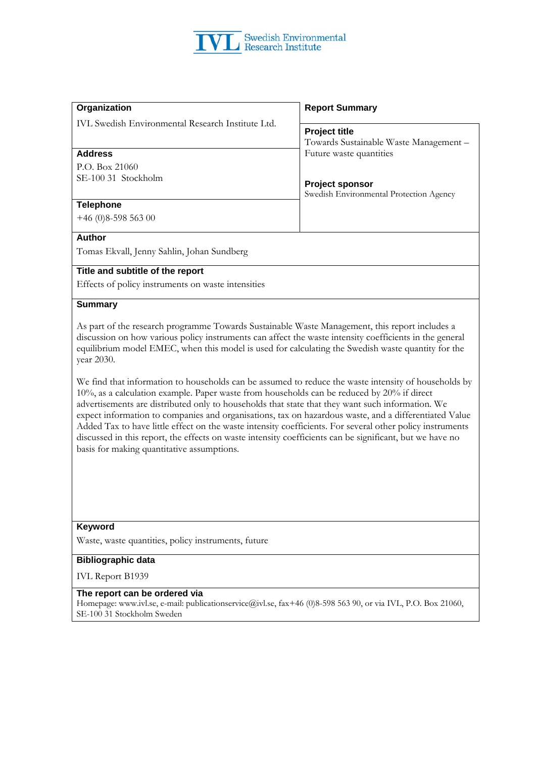IVL Swedish Environmental Research Institute

| **Organization** | **Report Summary** |
|---|---|
| IVL Swedish Environmental Research Institute Ltd. | **Project title**<br>Towards Sustainable Waste Management – Future waste quantities |
| **Address**<br>P.O. Box 21060<br>SE-100 31 Stockholm | **Project sponsor**<br>Swedish Environmental Protection Agency |
| **Telephone**<br>+46 (0)8-598 563 00 | |

**Author**

Tomas Ekvall, Jenny Sahlin, Johan Sundberg

**Title and subtitle of the report**

Effects of policy instruments on waste intensities

**Summary**

As part of the research programme Towards Sustainable Waste Management, this report includes a discussion on how various policy instruments can affect the waste intensity coefficients in the general equilibrium model EMEC, when this model is used for calculating the Swedish waste quantity for the year 2030.

We find that information to households can be assumed to reduce the waste intensity of households by 10%, as a calculation example. Paper waste from households can be reduced by 20% if direct advertisements are distributed only to households that state that they want such information. We expect information to companies and organisations, tax on hazardous waste, and a differentiated Value Added Tax to have little effect on the waste intensity coefficients. For several other policy instruments discussed in this report, the effects on waste intensity coefficients can be significant, but we have no basis for making quantitative assumptions.

**Keyword**

Waste, waste quantities, policy instruments, future

**Bibliographic data**

IVL Report B1939

**The report can be ordered via**

Homepage: www.ivl.se, e-mail: publicationservice@ivl.se, fax+46 (0)8-598 563 90, or via IVL, P.O. Box 21060, SE-100 31 Stockholm Sweden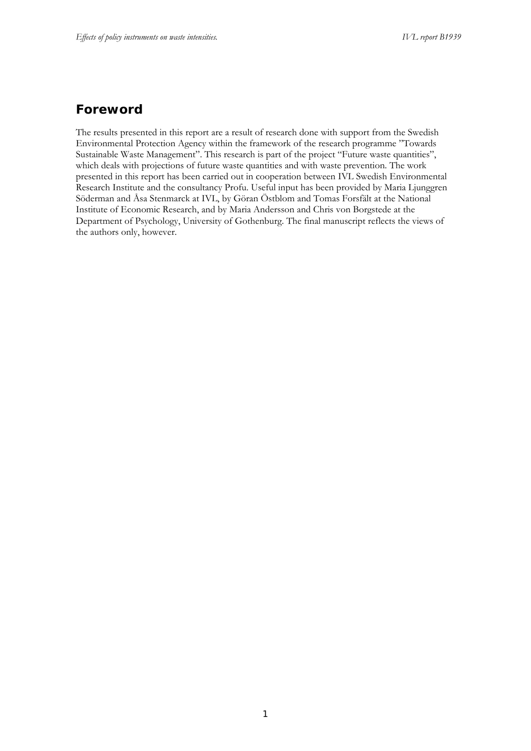## Foreword

The results presented in this report are a result of research done with support from the Swedish Environmental Protection Agency within the framework of the research programme "Towards Sustainable Waste Management". This research is part of the project "Future waste quantities", which deals with projections of future waste quantities and with waste prevention. The work presented in this report has been carried out in cooperation between IVL Swedish Environmental Research Institute and the consultancy Profu. Useful input has been provided by Maria Ljunggren Söderman and Åsa Stenmarck at IVL, by Göran Östblom and Tomas Forsfält at the National Institute of Economic Research, and by Maria Andersson and Chris von Borgstede at the Department of Psychology, University of Gothenburg. The final manuscript reflects the views of the authors only, however.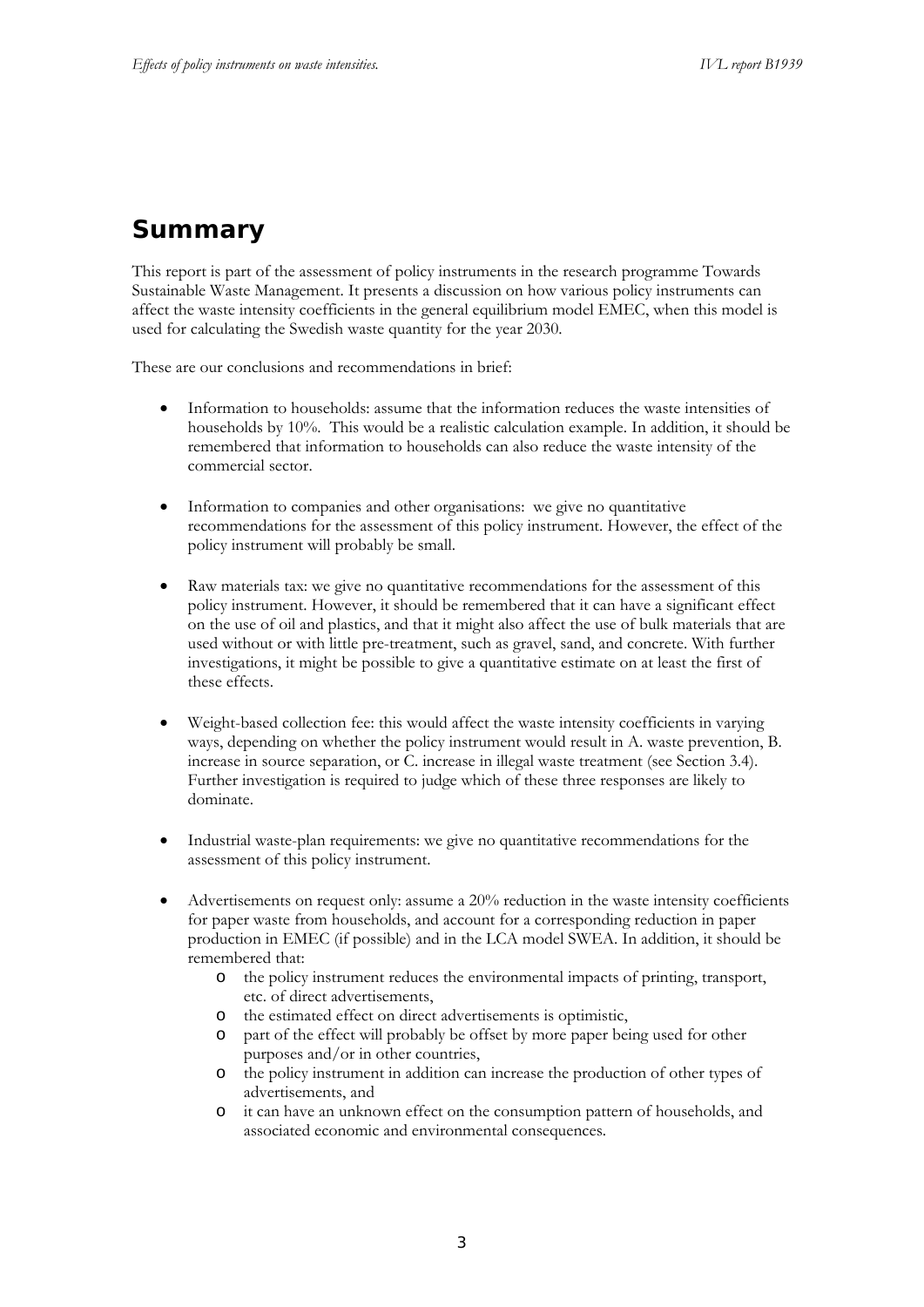# Summary

This report is part of the assessment of policy instruments in the research programme Towards Sustainable Waste Management. It presents a discussion on how various policy instruments can affect the waste intensity coefficients in the general equilibrium model EMEC, when this model is used for calculating the Swedish waste quantity for the year 2030.

These are our conclusions and recommendations in brief:

- Information to households: assume that the information reduces the waste intensities of households by 10%. This would be a realistic calculation example. In addition, it should be remembered that information to households can also reduce the waste intensity of the commercial sector.

- Information to companies and other organisations: we give no quantitative recommendations for the assessment of this policy instrument. However, the effect of the policy instrument will probably be small.

- Raw materials tax: we give no quantitative recommendations for the assessment of this policy instrument. However, it should be remembered that it can have a significant effect on the use of oil and plastics, and that it might also affect the use of bulk materials that are used without or with little pre-treatment, such as gravel, sand, and concrete. With further investigations, it might be possible to give a quantitative estimate on at least the first of these effects.

- Weight-based collection fee: this would affect the waste intensity coefficients in varying ways, depending on whether the policy instrument would result in A. waste prevention, B. increase in source separation, or C. increase in illegal waste treatment (see Section 3.4). Further investigation is required to judge which of these three responses are likely to dominate.

- Industrial waste-plan requirements: we give no quantitative recommendations for the assessment of this policy instrument.

- Advertisements on request only: assume a 20% reduction in the waste intensity coefficients for paper waste from households, and account for a corresponding reduction in paper production in EMEC (if possible) and in the LCA model SWEA. In addition, it should be remembered that:
  - the policy instrument reduces the environmental impacts of printing, transport, etc. of direct advertisements,
  - the estimated effect on direct advertisements is optimistic,
  - part of the effect will probably be offset by more paper being used for other purposes and/or in other countries,
  - the policy instrument in addition can increase the production of other types of advertisements, and
  - it can have an unknown effect on the consumption pattern of households, and associated economic and environmental consequences.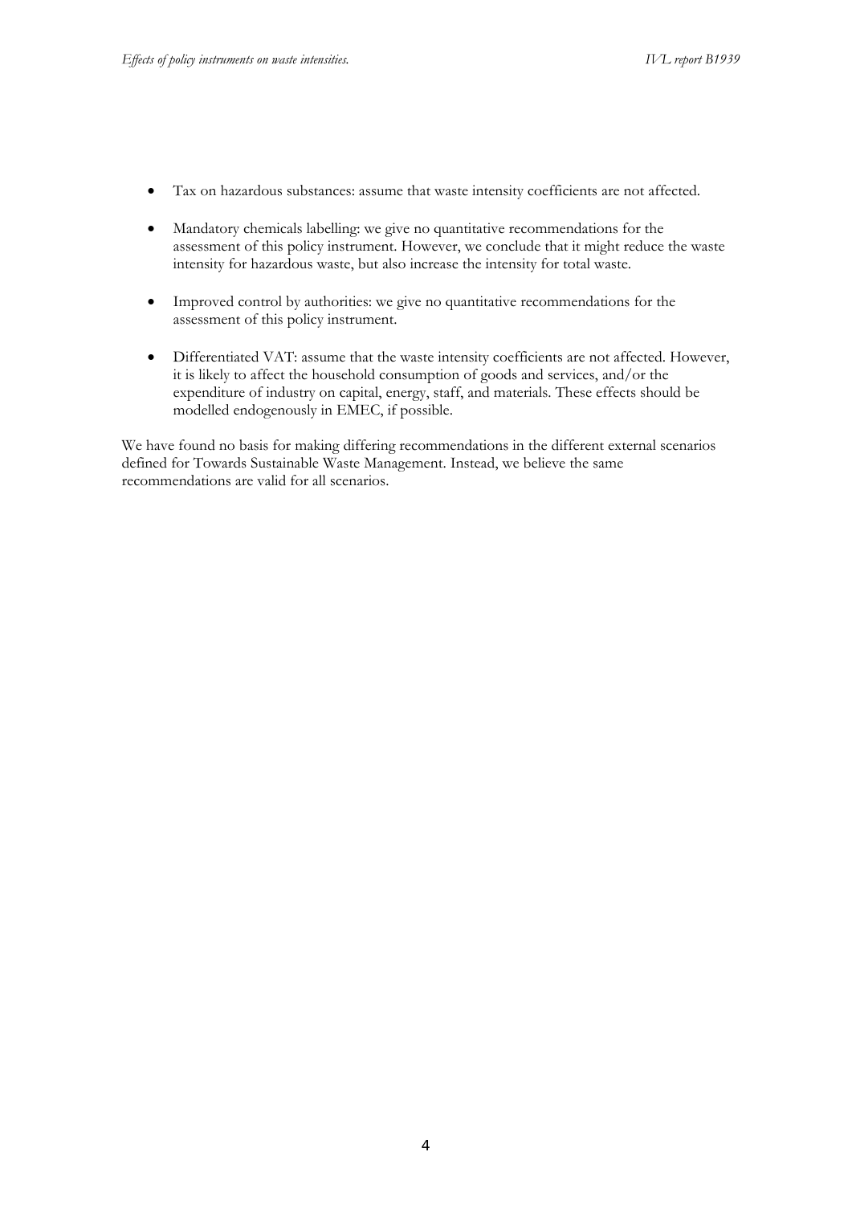- Tax on hazardous substances: assume that waste intensity coefficients are not affected.

- Mandatory chemicals labelling: we give no quantitative recommendations for the assessment of this policy instrument. However, we conclude that it might reduce the waste intensity for hazardous waste, but also increase the intensity for total waste.

- Improved control by authorities: we give no quantitative recommendations for the assessment of this policy instrument.

- Differentiated VAT: assume that the waste intensity coefficients are not affected. However, it is likely to affect the household consumption of goods and services, and/or the expenditure of industry on capital, energy, staff, and materials. These effects should be modelled endogenously in EMEC, if possible.

We have found no basis for making differing recommendations in the different external scenarios defined for Towards Sustainable Waste Management. Instead, we believe the same recommendations are valid for all scenarios.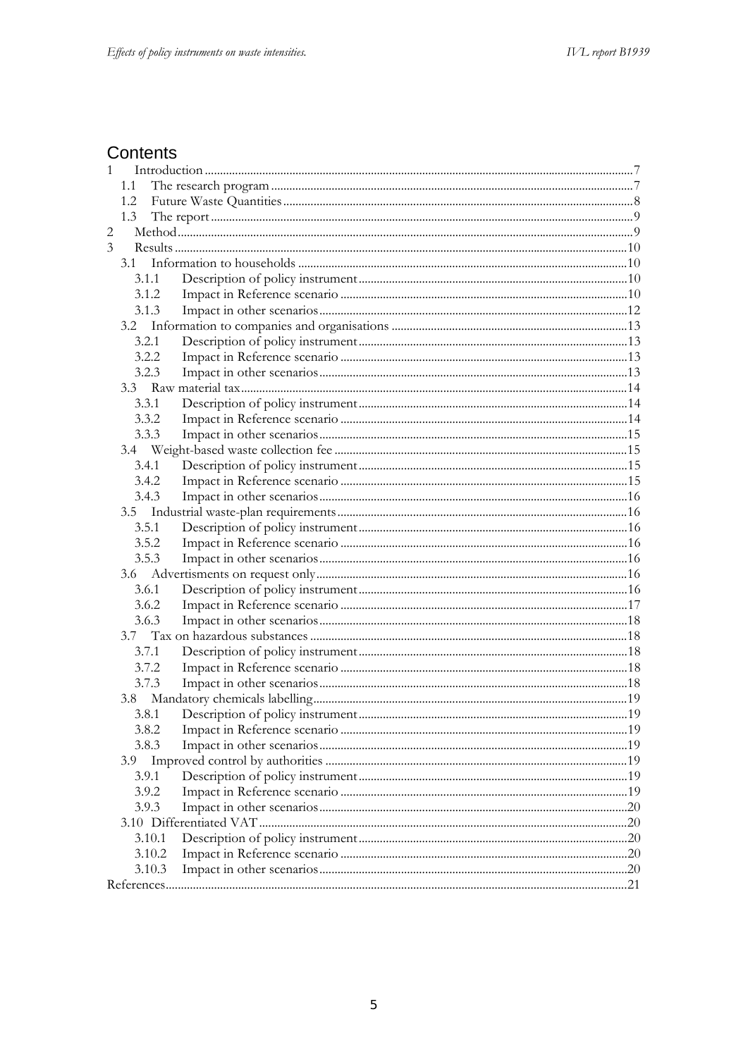# Contents

- 1 Introduction ..... 7
  - 1.1 The research program ..... 7
  - 1.2 Future Waste Quantities ..... 8
  - 1.3 The report ..... 9
- 2 Method ..... 9
- 3 Results ..... 10
  - 3.1 Information to households ..... 10
    - 3.1.1 Description of policy instrument ..... 10
    - 3.1.2 Impact in Reference scenario ..... 10
    - 3.1.3 Impact in other scenarios ..... 12
  - 3.2 Information to companies and organisations ..... 13
    - 3.2.1 Description of policy instrument ..... 13
    - 3.2.2 Impact in Reference scenario ..... 13
    - 3.2.3 Impact in other scenarios ..... 13
  - 3.3 Raw material tax ..... 14
    - 3.3.1 Description of policy instrument ..... 14
    - 3.3.2 Impact in Reference scenario ..... 14
    - 3.3.3 Impact in other scenarios ..... 15
  - 3.4 Weight-based waste collection fee ..... 15
    - 3.4.1 Description of policy instrument ..... 15
    - 3.4.2 Impact in Reference scenario ..... 15
    - 3.4.3 Impact in other scenarios ..... 16
  - 3.5 Industrial waste-plan requirements ..... 16
    - 3.5.1 Description of policy instrument ..... 16
    - 3.5.2 Impact in Reference scenario ..... 16
    - 3.5.3 Impact in other scenarios ..... 16
  - 3.6 Advertisments on request only ..... 16
    - 3.6.1 Description of policy instrument ..... 16
    - 3.6.2 Impact in Reference scenario ..... 17
    - 3.6.3 Impact in other scenarios ..... 18
  - 3.7 Tax on hazardous substances ..... 18
    - 3.7.1 Description of policy instrument ..... 18
    - 3.7.2 Impact in Reference scenario ..... 18
    - 3.7.3 Impact in other scenarios ..... 18
  - 3.8 Mandatory chemicals labelling ..... 19
    - 3.8.1 Description of policy instrument ..... 19
    - 3.8.2 Impact in Reference scenario ..... 19
    - 3.8.3 Impact in other scenarios ..... 19
  - 3.9 Improved control by authorities ..... 19
    - 3.9.1 Description of policy instrument ..... 19
    - 3.9.2 Impact in Reference scenario ..... 19
    - 3.9.3 Impact in other scenarios ..... 20
  - 3.10 Differentiated VAT ..... 20
    - 3.10.1 Description of policy instrument ..... 20
    - 3.10.2 Impact in Reference scenario ..... 20
    - 3.10.3 Impact in other scenarios ..... 20
- References ..... 21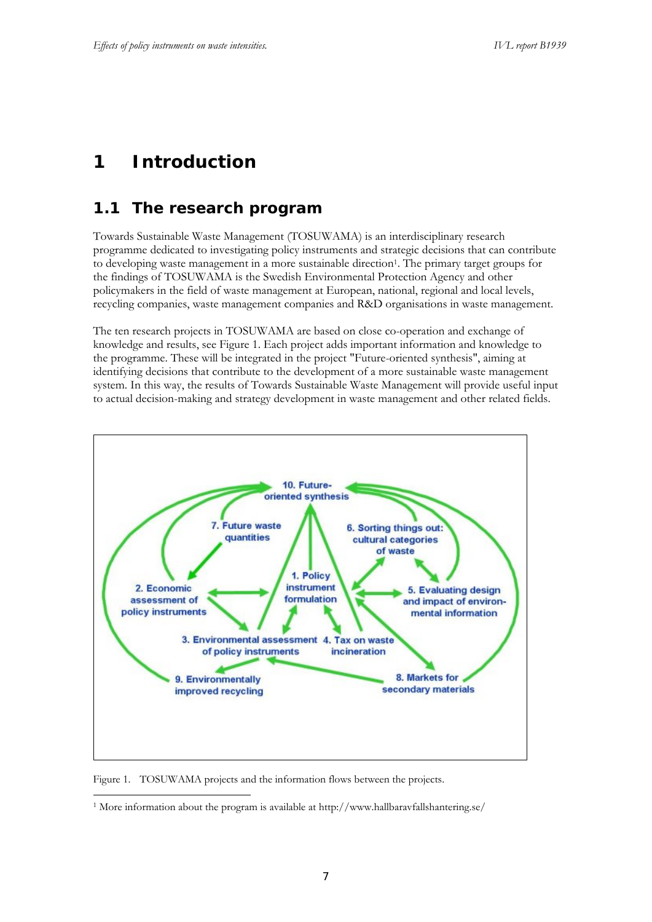# 1 Introduction

## 1.1 The research program

Towards Sustainable Waste Management (TOSUWAMA) is an interdisciplinary research programme dedicated to investigating policy instruments and strategic decisions that can contribute to developing waste management in a more sustainable direction[1]. The primary target groups for the findings of TOSUWAMA is the Swedish Environmental Protection Agency and other policymakers in the field of waste management at European, national, regional and local levels, recycling companies, waste management companies and R&D organisations in waste management.

The ten research projects in TOSUWAMA are based on close co-operation and exchange of knowledge and results, see Figure 1. Each project adds important information and knowledge to the programme. These will be integrated in the project "Future-oriented synthesis", aiming at identifying decisions that contribute to the development of a more sustainable waste management system. In this way, the results of Towards Sustainable Waste Management will provide useful input to actual decision-making and strategy development in waste management and other related fields.

10. Future-oriented synthesis
7. Future waste quantities
6. Sorting things out: cultural categories of waste
1. Policy instrument formulation
2. Economic assessment of policy instruments
5. Evaluating design and impact of environmental information
3. Environmental assessment of policy instruments
4. Tax on waste incineration
9. Environmentally improved recycling
8. Markets for secondary materials

Figure 1. TOSUWAMA projects and the information flows between the projects.

[1] More information about the program is available at http://www.hallbaravfallshantering.se/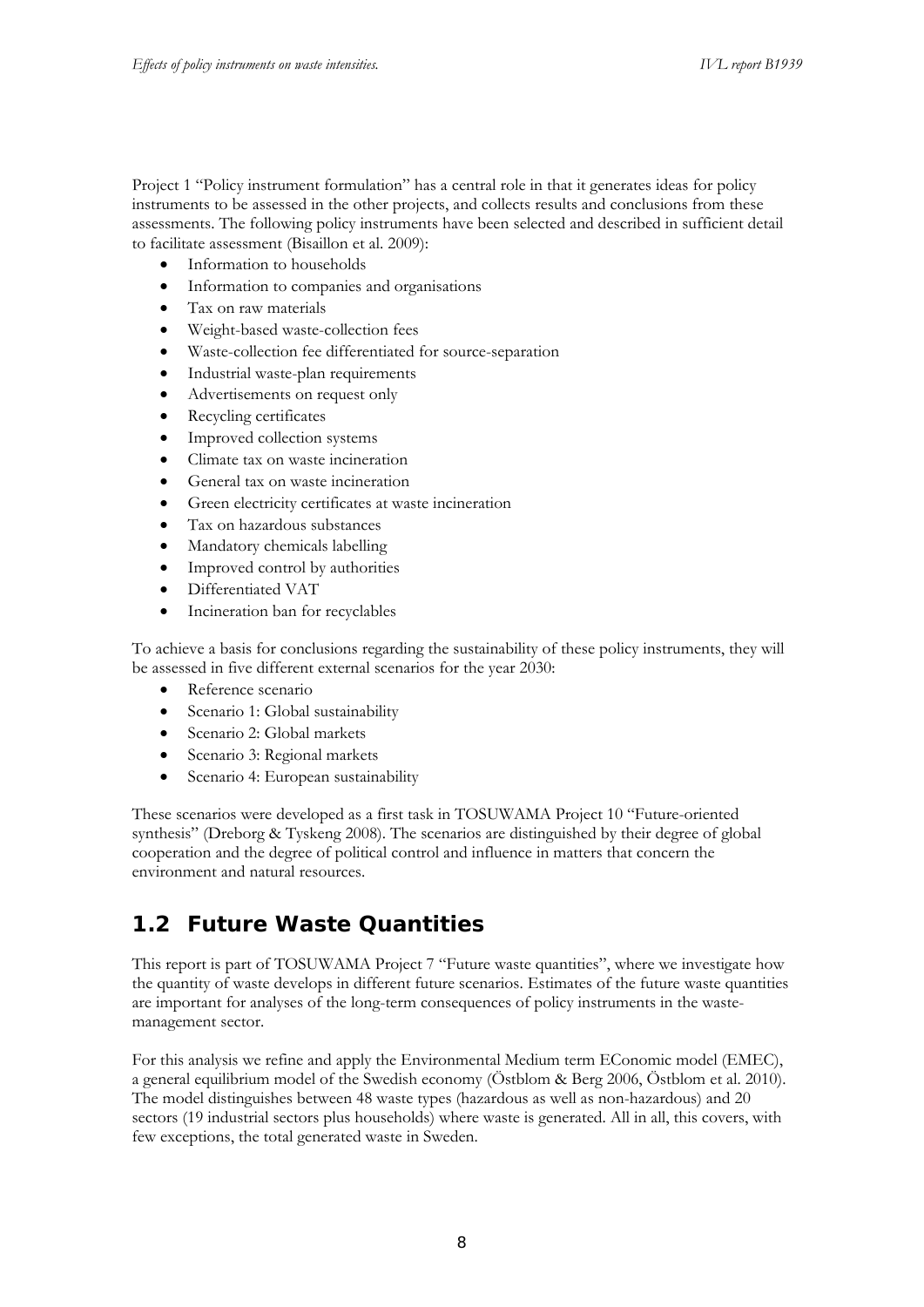Project 1 "Policy instrument formulation" has a central role in that it generates ideas for policy instruments to be assessed in the other projects, and collects results and conclusions from these assessments. The following policy instruments have been selected and described in sufficient detail to facilitate assessment (Bisaillon et al. 2009):

- Information to households
- Information to companies and organisations
- Tax on raw materials
- Weight-based waste-collection fees
- Waste-collection fee differentiated for source-separation
- Industrial waste-plan requirements
- Advertisements on request only
- Recycling certificates
- Improved collection systems
- Climate tax on waste incineration
- General tax on waste incineration
- Green electricity certificates at waste incineration
- Tax on hazardous substances
- Mandatory chemicals labelling
- Improved control by authorities
- Differentiated VAT
- Incineration ban for recyclables

To achieve a basis for conclusions regarding the sustainability of these policy instruments, they will be assessed in five different external scenarios for the year 2030:

- Reference scenario
- Scenario 1: Global sustainability
- Scenario 2: Global markets
- Scenario 3: Regional markets
- Scenario 4: European sustainability

These scenarios were developed as a first task in TOSUWAMA Project 10 "Future-oriented synthesis" (Dreborg & Tyskeng 2008). The scenarios are distinguished by their degree of global cooperation and the degree of political control and influence in matters that concern the environment and natural resources.

## 1.2 Future Waste Quantities

This report is part of TOSUWAMA Project 7 "Future waste quantities", where we investigate how the quantity of waste develops in different future scenarios. Estimates of the future waste quantities are important for analyses of the long-term consequences of policy instruments in the waste-management sector.

For this analysis we refine and apply the Environmental Medium term EConomic model (EMEC), a general equilibrium model of the Swedish economy (Östblom & Berg 2006, Östblom et al. 2010). The model distinguishes between 48 waste types (hazardous as well as non-hazardous) and 20 sectors (19 industrial sectors plus households) where waste is generated. All in all, this covers, with few exceptions, the total generated waste in Sweden.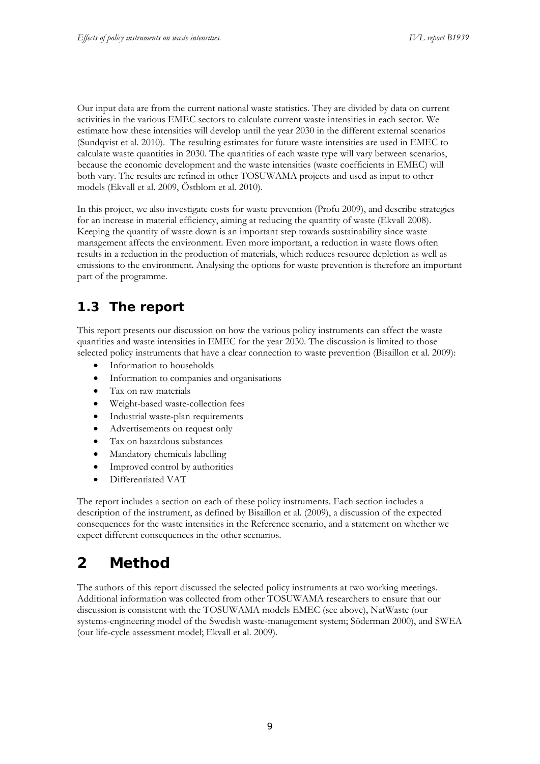Our input data are from the current national waste statistics. They are divided by data on current activities in the various EMEC sectors to calculate current waste intensities in each sector. We estimate how these intensities will develop until the year 2030 in the different external scenarios (Sundqvist et al. 2010). The resulting estimates for future waste intensities are used in EMEC to calculate waste quantities in 2030. The quantities of each waste type will vary between scenarios, because the economic development and the waste intensities (waste coefficients in EMEC) will both vary. The results are refined in other TOSUWAMA projects and used as input to other models (Ekvall et al. 2009, Östblom et al. 2010).

In this project, we also investigate costs for waste prevention (Profu 2009), and describe strategies for an increase in material efficiency, aiming at reducing the quantity of waste (Ekvall 2008). Keeping the quantity of waste down is an important step towards sustainability since waste management affects the environment. Even more important, a reduction in waste flows often results in a reduction in the production of materials, which reduces resource depletion as well as emissions to the environment. Analysing the options for waste prevention is therefore an important part of the programme.

## 1.3 The report

This report presents our discussion on how the various policy instruments can affect the waste quantities and waste intensities in EMEC for the year 2030. The discussion is limited to those selected policy instruments that have a clear connection to waste prevention (Bisaillon et al. 2009):

- Information to households
- Information to companies and organisations
- Tax on raw materials
- Weight-based waste-collection fees
- Industrial waste-plan requirements
- Advertisements on request only
- Tax on hazardous substances
- Mandatory chemicals labelling
- Improved control by authorities
- Differentiated VAT

The report includes a section on each of these policy instruments. Each section includes a description of the instrument, as defined by Bisaillon et al. (2009), a discussion of the expected consequences for the waste intensities in the Reference scenario, and a statement on whether we expect different consequences in the other scenarios.

# 2 Method

The authors of this report discussed the selected policy instruments at two working meetings. Additional information was collected from other TOSUWAMA researchers to ensure that our discussion is consistent with the TOSUWAMA models EMEC (see above), NatWaste (our systems-engineering model of the Swedish waste-management system; Söderman 2000), and SWEA (our life-cycle assessment model; Ekvall et al. 2009).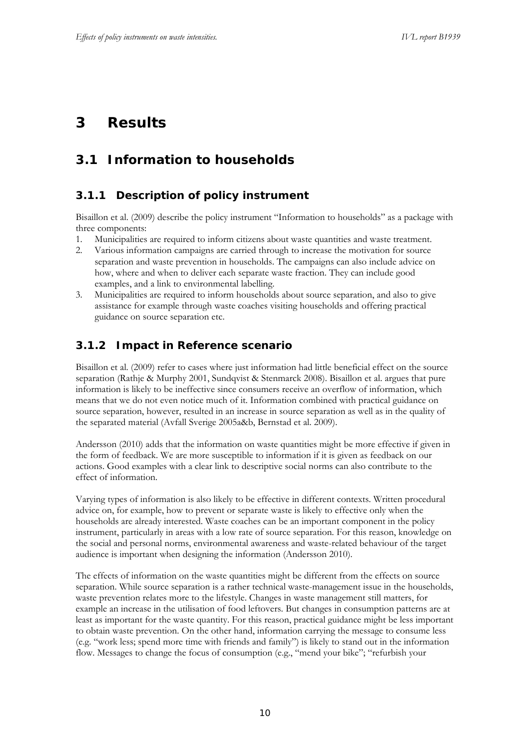# 3 Results

## 3.1 Information to households

### 3.1.1 Description of policy instrument

Bisaillon et al. (2009) describe the policy instrument "Information to households" as a package with three components:

1. Municipalities are required to inform citizens about waste quantities and waste treatment.
2. Various information campaigns are carried through to increase the motivation for source separation and waste prevention in households. The campaigns can also include advice on how, where and when to deliver each separate waste fraction. They can include good examples, and a link to environmental labelling.
3. Municipalities are required to inform households about source separation, and also to give assistance for example through waste coaches visiting households and offering practical guidance on source separation etc.

### 3.1.2 Impact in Reference scenario

Bisaillon et al. (2009) refer to cases where just information had little beneficial effect on the source separation (Rathje & Murphy 2001, Sundqvist & Stenmarck 2008). Bisaillon et al. argues that pure information is likely to be ineffective since consumers receive an overflow of information, which means that we do not even notice much of it. Information combined with practical guidance on source separation, however, resulted in an increase in source separation as well as in the quality of the separated material (Avfall Sverige 2005a&b, Bernstad et al. 2009).

Andersson (2010) adds that the information on waste quantities might be more effective if given in the form of feedback. We are more susceptible to information if it is given as feedback on our actions. Good examples with a clear link to descriptive social norms can also contribute to the effect of information.

Varying types of information is also likely to be effective in different contexts. Written procedural advice on, for example, how to prevent or separate waste is likely to effective only when the households are already interested. Waste coaches can be an important component in the policy instrument, particularly in areas with a low rate of source separation. For this reason, knowledge on the social and personal norms, environmental awareness and waste-related behaviour of the target audience is important when designing the information (Andersson 2010).

The effects of information on the waste quantities might be different from the effects on source separation. While source separation is a rather technical waste-management issue in the households, waste prevention relates more to the lifestyle. Changes in waste management still matters, for example an increase in the utilisation of food leftovers. But changes in consumption patterns are at least as important for the waste quantity. For this reason, practical guidance might be less important to obtain waste prevention. On the other hand, information carrying the message to consume less (e.g. "work less; spend more time with friends and family") is likely to stand out in the information flow. Messages to change the focus of consumption (e.g., "mend your bike"; "refurbish your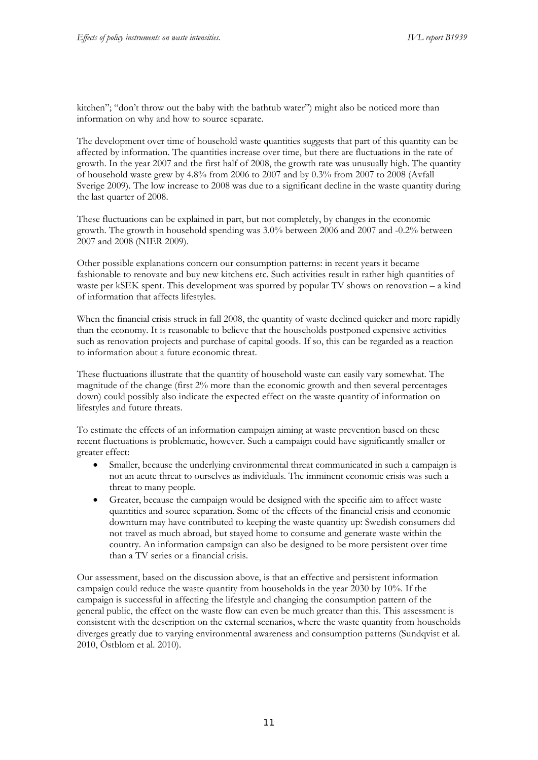kitchen"; "don't throw out the baby with the bathtub water") might also be noticed more than information on why and how to source separate.

The development over time of household waste quantities suggests that part of this quantity can be affected by information. The quantities increase over time, but there are fluctuations in the rate of growth. In the year 2007 and the first half of 2008, the growth rate was unusually high. The quantity of household waste grew by 4.8% from 2006 to 2007 and by 0.3% from 2007 to 2008 (Avfall Sverige 2009). The low increase to 2008 was due to a significant decline in the waste quantity during the last quarter of 2008.

These fluctuations can be explained in part, but not completely, by changes in the economic growth. The growth in household spending was 3.0% between 2006 and 2007 and -0.2% between 2007 and 2008 (NIER 2009).

Other possible explanations concern our consumption patterns: in recent years it became fashionable to renovate and buy new kitchens etc. Such activities result in rather high quantities of waste per kSEK spent. This development was spurred by popular TV shows on renovation – a kind of information that affects lifestyles.

When the financial crisis struck in fall 2008, the quantity of waste declined quicker and more rapidly than the economy. It is reasonable to believe that the households postponed expensive activities such as renovation projects and purchase of capital goods. If so, this can be regarded as a reaction to information about a future economic threat.

These fluctuations illustrate that the quantity of household waste can easily vary somewhat. The magnitude of the change (first 2% more than the economic growth and then several percentages down) could possibly also indicate the expected effect on the waste quantity of information on lifestyles and future threats.

To estimate the effects of an information campaign aiming at waste prevention based on these recent fluctuations is problematic, however. Such a campaign could have significantly smaller or greater effect:

- Smaller, because the underlying environmental threat communicated in such a campaign is not an acute threat to ourselves as individuals. The imminent economic crisis was such a threat to many people.
- Greater, because the campaign would be designed with the specific aim to affect waste quantities and source separation. Some of the effects of the financial crisis and economic downturn may have contributed to keeping the waste quantity up: Swedish consumers did not travel as much abroad, but stayed home to consume and generate waste within the country. An information campaign can also be designed to be more persistent over time than a TV series or a financial crisis.

Our assessment, based on the discussion above, is that an effective and persistent information campaign could reduce the waste quantity from households in the year 2030 by 10%. If the campaign is successful in affecting the lifestyle and changing the consumption pattern of the general public, the effect on the waste flow can even be much greater than this. This assessment is consistent with the description on the external scenarios, where the waste quantity from households diverges greatly due to varying environmental awareness and consumption patterns (Sundqvist et al. 2010, Östblom et al. 2010).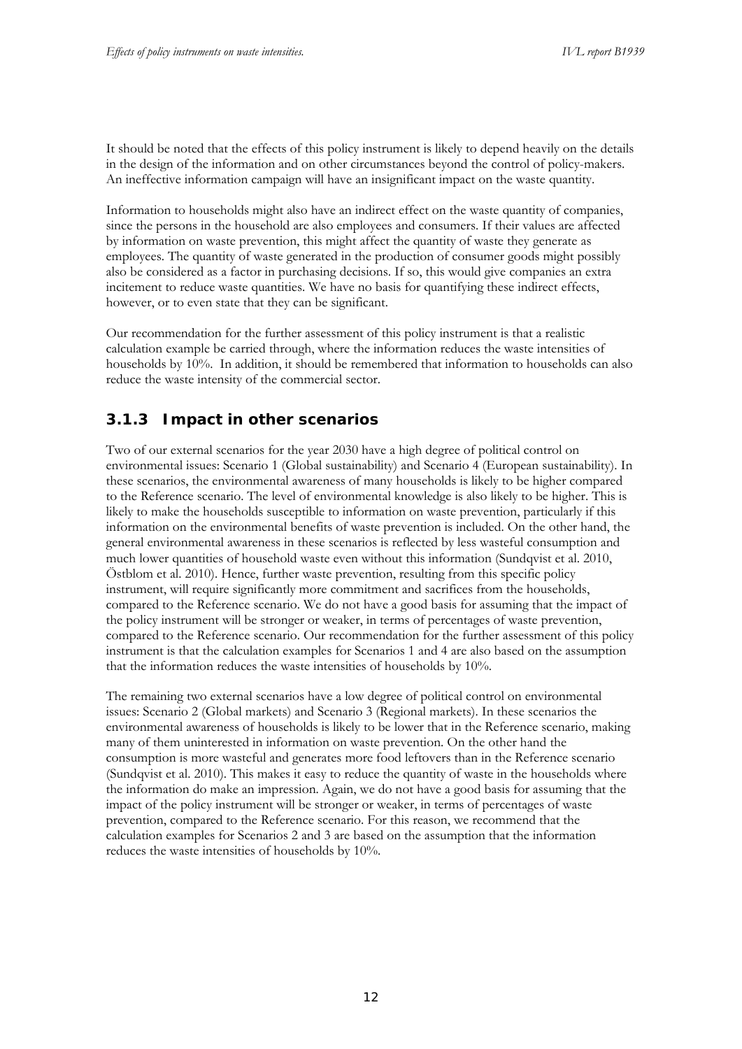It should be noted that the effects of this policy instrument is likely to depend heavily on the details in the design of the information and on other circumstances beyond the control of policy-makers. An ineffective information campaign will have an insignificant impact on the waste quantity.

Information to households might also have an indirect effect on the waste quantity of companies, since the persons in the household are also employees and consumers. If their values are affected by information on waste prevention, this might affect the quantity of waste they generate as employees. The quantity of waste generated in the production of consumer goods might possibly also be considered as a factor in purchasing decisions. If so, this would give companies an extra incitement to reduce waste quantities. We have no basis for quantifying these indirect effects, however, or to even state that they can be significant.

Our recommendation for the further assessment of this policy instrument is that a realistic calculation example be carried through, where the information reduces the waste intensities of households by 10%. In addition, it should be remembered that information to households can also reduce the waste intensity of the commercial sector.

### 3.1.3 Impact in other scenarios

Two of our external scenarios for the year 2030 have a high degree of political control on environmental issues: Scenario 1 (Global sustainability) and Scenario 4 (European sustainability). In these scenarios, the environmental awareness of many households is likely to be higher compared to the Reference scenario. The level of environmental knowledge is also likely to be higher. This is likely to make the households susceptible to information on waste prevention, particularly if this information on the environmental benefits of waste prevention is included. On the other hand, the general environmental awareness in these scenarios is reflected by less wasteful consumption and much lower quantities of household waste even without this information (Sundqvist et al. 2010, Östblom et al. 2010). Hence, further waste prevention, resulting from this specific policy instrument, will require significantly more commitment and sacrifices from the households, compared to the Reference scenario. We do not have a good basis for assuming that the impact of the policy instrument will be stronger or weaker, in terms of percentages of waste prevention, compared to the Reference scenario. Our recommendation for the further assessment of this policy instrument is that the calculation examples for Scenarios 1 and 4 are also based on the assumption that the information reduces the waste intensities of households by 10%.

The remaining two external scenarios have a low degree of political control on environmental issues: Scenario 2 (Global markets) and Scenario 3 (Regional markets). In these scenarios the environmental awareness of households is likely to be lower that in the Reference scenario, making many of them uninterested in information on waste prevention. On the other hand the consumption is more wasteful and generates more food leftovers than in the Reference scenario (Sundqvist et al. 2010). This makes it easy to reduce the quantity of waste in the households where the information do make an impression. Again, we do not have a good basis for assuming that the impact of the policy instrument will be stronger or weaker, in terms of percentages of waste prevention, compared to the Reference scenario. For this reason, we recommend that the calculation examples for Scenarios 2 and 3 are based on the assumption that the information reduces the waste intensities of households by 10%.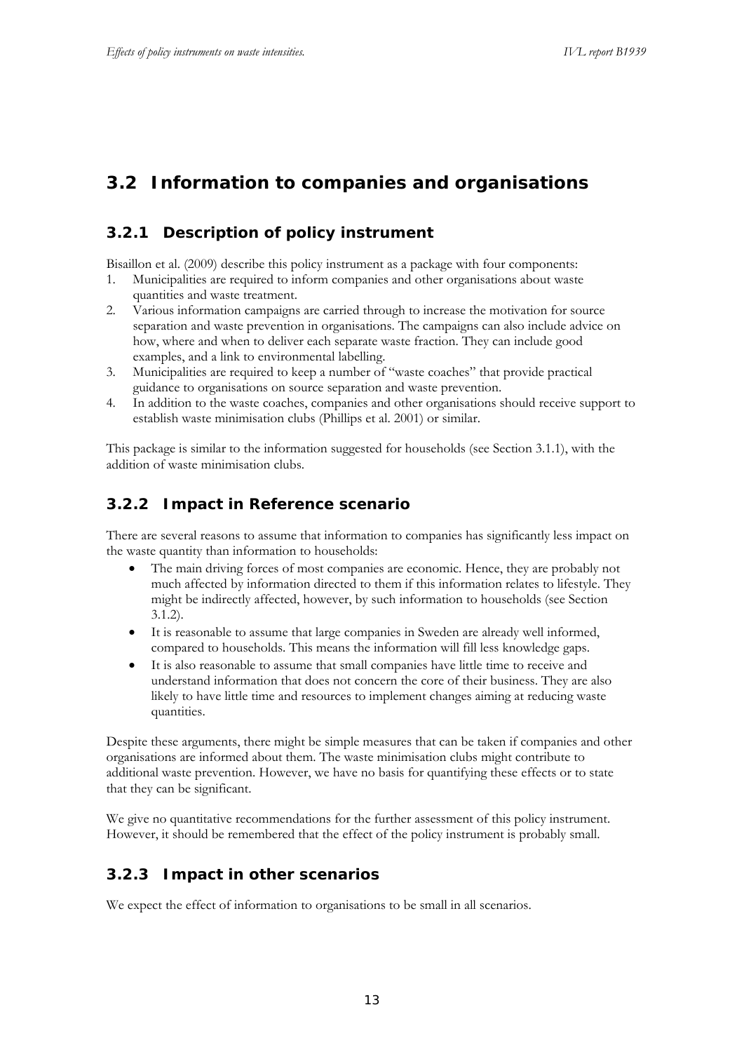## 3.2 Information to companies and organisations

### 3.2.1 Description of policy instrument

Bisaillon et al. (2009) describe this policy instrument as a package with four components:

1. Municipalities are required to inform companies and other organisations about waste quantities and waste treatment.
2. Various information campaigns are carried through to increase the motivation for source separation and waste prevention in organisations. The campaigns can also include advice on how, where and when to deliver each separate waste fraction. They can include good examples, and a link to environmental labelling.
3. Municipalities are required to keep a number of "waste coaches" that provide practical guidance to organisations on source separation and waste prevention.
4. In addition to the waste coaches, companies and other organisations should receive support to establish waste minimisation clubs (Phillips et al. 2001) or similar.

This package is similar to the information suggested for households (see Section 3.1.1), with the addition of waste minimisation clubs.

### 3.2.2 Impact in Reference scenario

There are several reasons to assume that information to companies has significantly less impact on the waste quantity than information to households:

- The main driving forces of most companies are economic. Hence, they are probably not much affected by information directed to them if this information relates to lifestyle. They might be indirectly affected, however, by such information to households (see Section 3.1.2).
- It is reasonable to assume that large companies in Sweden are already well informed, compared to households. This means the information will fill less knowledge gaps.
- It is also reasonable to assume that small companies have little time to receive and understand information that does not concern the core of their business. They are also likely to have little time and resources to implement changes aiming at reducing waste quantities.

Despite these arguments, there might be simple measures that can be taken if companies and other organisations are informed about them. The waste minimisation clubs might contribute to additional waste prevention. However, we have no basis for quantifying these effects or to state that they can be significant.

We give no quantitative recommendations for the further assessment of this policy instrument. However, it should be remembered that the effect of the policy instrument is probably small.

### 3.2.3 Impact in other scenarios

We expect the effect of information to organisations to be small in all scenarios.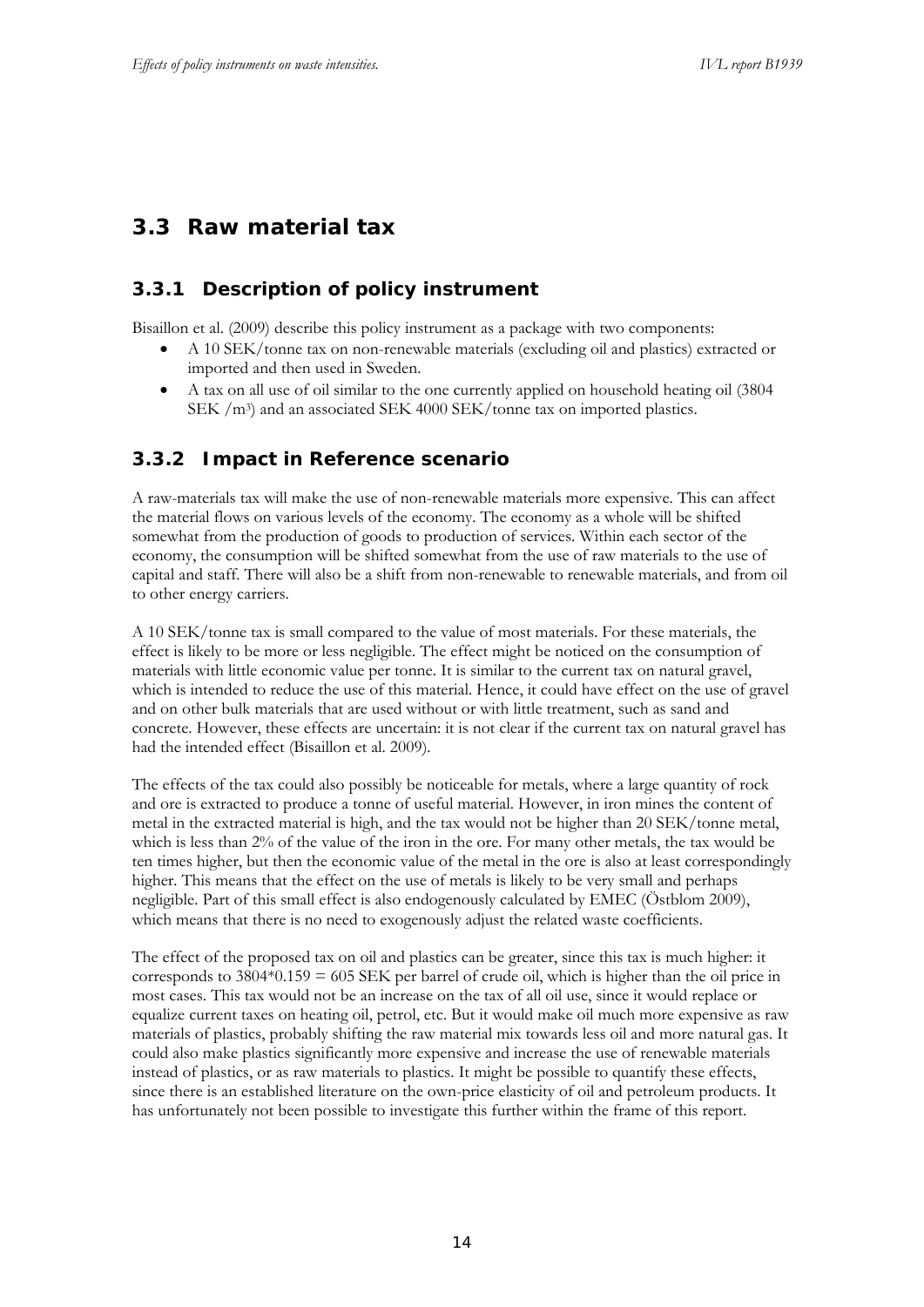## 3.3 Raw material tax

### 3.3.1 Description of policy instrument

Bisaillon et al. (2009) describe this policy instrument as a package with two components:

- A 10 SEK/tonne tax on non-renewable materials (excluding oil and plastics) extracted or imported and then used in Sweden.
- A tax on all use of oil similar to the one currently applied on household heating oil (3804 SEK /m$^3$) and an associated SEK 4000 SEK/tonne tax on imported plastics.

### 3.3.2 Impact in Reference scenario

A raw-materials tax will make the use of non-renewable materials more expensive. This can affect the material flows on various levels of the economy. The economy as a whole will be shifted somewhat from the production of goods to production of services. Within each sector of the economy, the consumption will be shifted somewhat from the use of raw materials to the use of capital and staff. There will also be a shift from non-renewable to renewable materials, and from oil to other energy carriers.

A 10 SEK/tonne tax is small compared to the value of most materials. For these materials, the effect is likely to be more or less negligible. The effect might be noticed on the consumption of materials with little economic value per tonne. It is similar to the current tax on natural gravel, which is intended to reduce the use of this material. Hence, it could have effect on the use of gravel and on other bulk materials that are used without or with little treatment, such as sand and concrete. However, these effects are uncertain: it is not clear if the current tax on natural gravel has had the intended effect (Bisaillon et al. 2009).

The effects of the tax could also possibly be noticeable for metals, where a large quantity of rock and ore is extracted to produce a tonne of useful material. However, in iron mines the content of metal in the extracted material is high, and the tax would not be higher than 20 SEK/tonne metal, which is less than 2% of the value of the iron in the ore. For many other metals, the tax would be ten times higher, but then the economic value of the metal in the ore is also at least correspondingly higher. This means that the effect on the use of metals is likely to be very small and perhaps negligible. Part of this small effect is also endogenously calculated by EMEC (Östblom 2009), which means that there is no need to exogenously adjust the related waste coefficients.

The effect of the proposed tax on oil and plastics can be greater, since this tax is much higher: it corresponds to 3804*0.159 = 605 SEK per barrel of crude oil, which is higher than the oil price in most cases. This tax would not be an increase on the tax of all oil use, since it would replace or equalize current taxes on heating oil, petrol, etc. But it would make oil much more expensive as raw materials of plastics, probably shifting the raw material mix towards less oil and more natural gas. It could also make plastics significantly more expensive and increase the use of renewable materials instead of plastics, or as raw materials to plastics. It might be possible to quantify these effects, since there is an established literature on the own-price elasticity of oil and petroleum products. It has unfortunately not been possible to investigate this further within the frame of this report.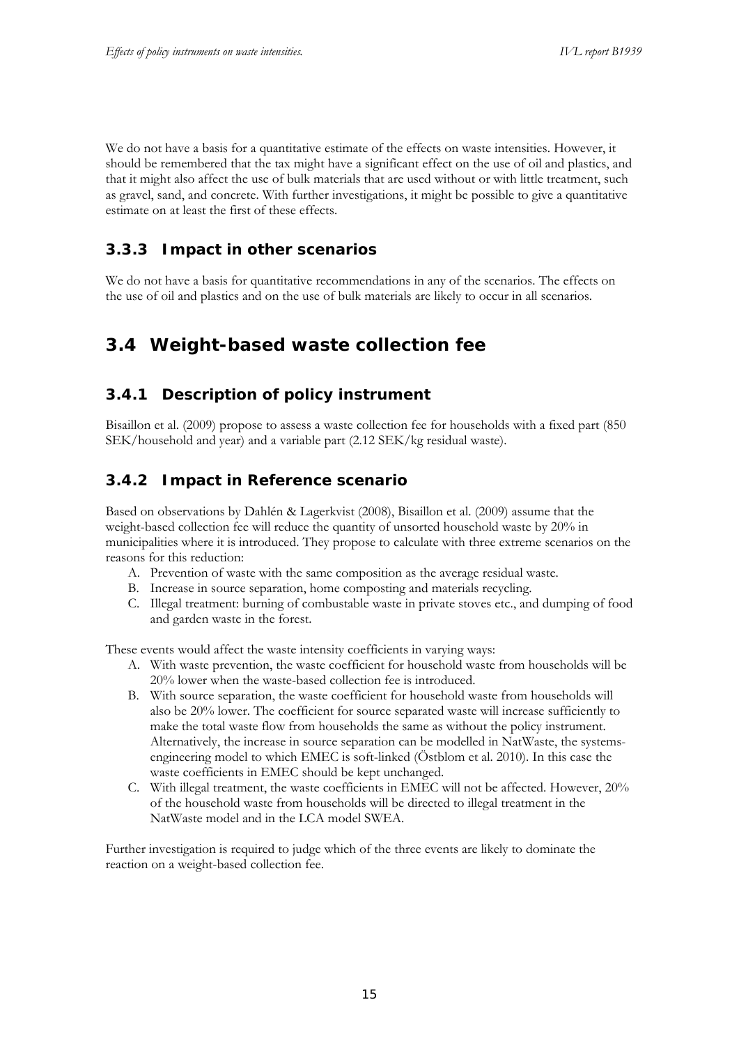We do not have a basis for a quantitative estimate of the effects on waste intensities. However, it should be remembered that the tax might have a significant effect on the use of oil and plastics, and that it might also affect the use of bulk materials that are used without or with little treatment, such as gravel, sand, and concrete. With further investigations, it might be possible to give a quantitative estimate on at least the first of these effects.

### 3.3.3 Impact in other scenarios

We do not have a basis for quantitative recommendations in any of the scenarios. The effects on the use of oil and plastics and on the use of bulk materials are likely to occur in all scenarios.

## 3.4 Weight-based waste collection fee

### 3.4.1 Description of policy instrument

Bisaillon et al. (2009) propose to assess a waste collection fee for households with a fixed part (850 SEK/household and year) and a variable part (2.12 SEK/kg residual waste).

### 3.4.2 Impact in Reference scenario

Based on observations by Dahlén & Lagerkvist (2008), Bisaillon et al. (2009) assume that the weight-based collection fee will reduce the quantity of unsorted household waste by 20% in municipalities where it is introduced. They propose to calculate with three extreme scenarios on the reasons for this reduction:

A. Prevention of waste with the same composition as the average residual waste.
B. Increase in source separation, home composting and materials recycling.
C. Illegal treatment: burning of combustable waste in private stoves etc., and dumping of food and garden waste in the forest.

These events would affect the waste intensity coefficients in varying ways:

A. With waste prevention, the waste coefficient for household waste from households will be 20% lower when the waste-based collection fee is introduced.
B. With source separation, the waste coefficient for household waste from households will also be 20% lower. The coefficient for source separated waste will increase sufficiently to make the total waste flow from households the same as without the policy instrument. Alternatively, the increase in source separation can be modelled in NatWaste, the systems-engineering model to which EMEC is soft-linked (Östblom et al. 2010). In this case the waste coefficients in EMEC should be kept unchanged.
C. With illegal treatment, the waste coefficients in EMEC will not be affected. However, 20% of the household waste from households will be directed to illegal treatment in the NatWaste model and in the LCA model SWEA.

Further investigation is required to judge which of the three events are likely to dominate the reaction on a weight-based collection fee.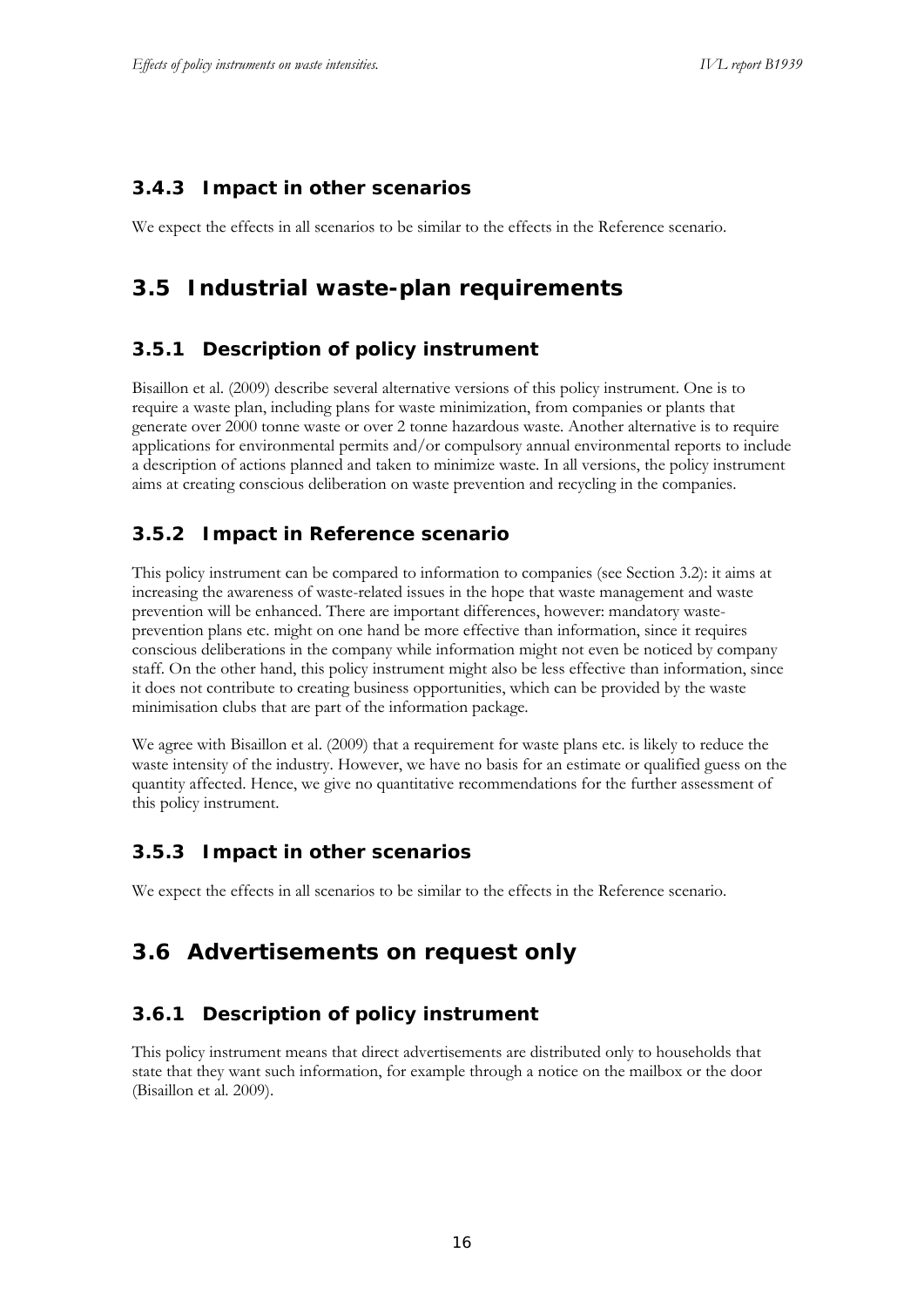### 3.4.3 Impact in other scenarios

We expect the effects in all scenarios to be similar to the effects in the Reference scenario.

## 3.5 Industrial waste-plan requirements

### 3.5.1 Description of policy instrument

Bisaillon et al. (2009) describe several alternative versions of this policy instrument. One is to require a waste plan, including plans for waste minimization, from companies or plants that generate over 2000 tonne waste or over 2 tonne hazardous waste. Another alternative is to require applications for environmental permits and/or compulsory annual environmental reports to include a description of actions planned and taken to minimize waste. In all versions, the policy instrument aims at creating conscious deliberation on waste prevention and recycling in the companies.

### 3.5.2 Impact in Reference scenario

This policy instrument can be compared to information to companies (see Section 3.2): it aims at increasing the awareness of waste-related issues in the hope that waste management and waste prevention will be enhanced. There are important differences, however: mandatory waste-prevention plans etc. might on one hand be more effective than information, since it requires conscious deliberations in the company while information might not even be noticed by company staff. On the other hand, this policy instrument might also be less effective than information, since it does not contribute to creating business opportunities, which can be provided by the waste minimisation clubs that are part of the information package.

We agree with Bisaillon et al. (2009) that a requirement for waste plans etc. is likely to reduce the waste intensity of the industry. However, we have no basis for an estimate or qualified guess on the quantity affected. Hence, we give no quantitative recommendations for the further assessment of this policy instrument.

### 3.5.3 Impact in other scenarios

We expect the effects in all scenarios to be similar to the effects in the Reference scenario.

## 3.6 Advertisements on request only

### 3.6.1 Description of policy instrument

This policy instrument means that direct advertisements are distributed only to households that state that they want such information, for example through a notice on the mailbox or the door (Bisaillon et al. 2009).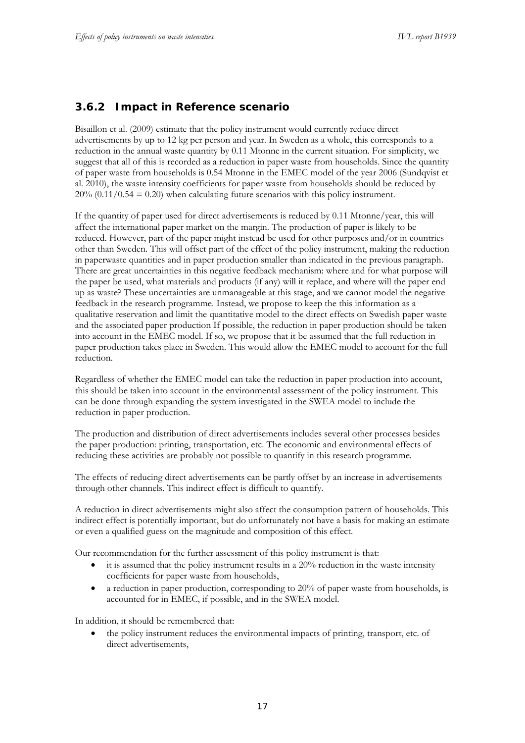### 3.6.2 Impact in Reference scenario

Bisaillon et al. (2009) estimate that the policy instrument would currently reduce direct advertisements by up to 12 kg per person and year. In Sweden as a whole, this corresponds to a reduction in the annual waste quantity by 0.11 Mtonne in the current situation. For simplicity, we suggest that all of this is recorded as a reduction in paper waste from households. Since the quantity of paper waste from households is 0.54 Mtonne in the EMEC model of the year 2006 (Sundqvist et al. 2010), the waste intensity coefficients for paper waste from households should be reduced by 20% (0.11/0.54 = 0.20) when calculating future scenarios with this policy instrument.

If the quantity of paper used for direct advertisements is reduced by 0.11 Mtonne/year, this will affect the international paper market on the margin. The production of paper is likely to be reduced. However, part of the paper might instead be used for other purposes and/or in countries other than Sweden. This will offset part of the effect of the policy instrument, making the reduction in paperwaste quantities and in paper production smaller than indicated in the previous paragraph. There are great uncertainties in this negative feedback mechanism: where and for what purpose will the paper be used, what materials and products (if any) will it replace, and where will the paper end up as waste? These uncertainties are unmanageable at this stage, and we cannot model the negative feedback in the research programme. Instead, we propose to keep the this information as a qualitative reservation and limit the quantitative model to the direct effects on Swedish paper waste and the associated paper production If possible, the reduction in paper production should be taken into account in the EMEC model. If so, we propose that it be assumed that the full reduction in paper production takes place in Sweden. This would allow the EMEC model to account for the full reduction.

Regardless of whether the EMEC model can take the reduction in paper production into account, this should be taken into account in the environmental assessment of the policy instrument. This can be done through expanding the system investigated in the SWEA model to include the reduction in paper production.

The production and distribution of direct advertisements includes several other processes besides the paper production: printing, transportation, etc. The economic and environmental effects of reducing these activities are probably not possible to quantify in this research programme.

The effects of reducing direct advertisements can be partly offset by an increase in advertisements through other channels. This indirect effect is difficult to quantify.

A reduction in direct advertisements might also affect the consumption pattern of households. This indirect effect is potentially important, but do unfortunately not have a basis for making an estimate or even a qualified guess on the magnitude and composition of this effect.

Our recommendation for the further assessment of this policy instrument is that:

- it is assumed that the policy instrument results in a 20% reduction in the waste intensity coefficients for paper waste from households,
- a reduction in paper production, corresponding to 20% of paper waste from households, is accounted for in EMEC, if possible, and in the SWEA model.

In addition, it should be remembered that:

- the policy instrument reduces the environmental impacts of printing, transport, etc. of direct advertisements,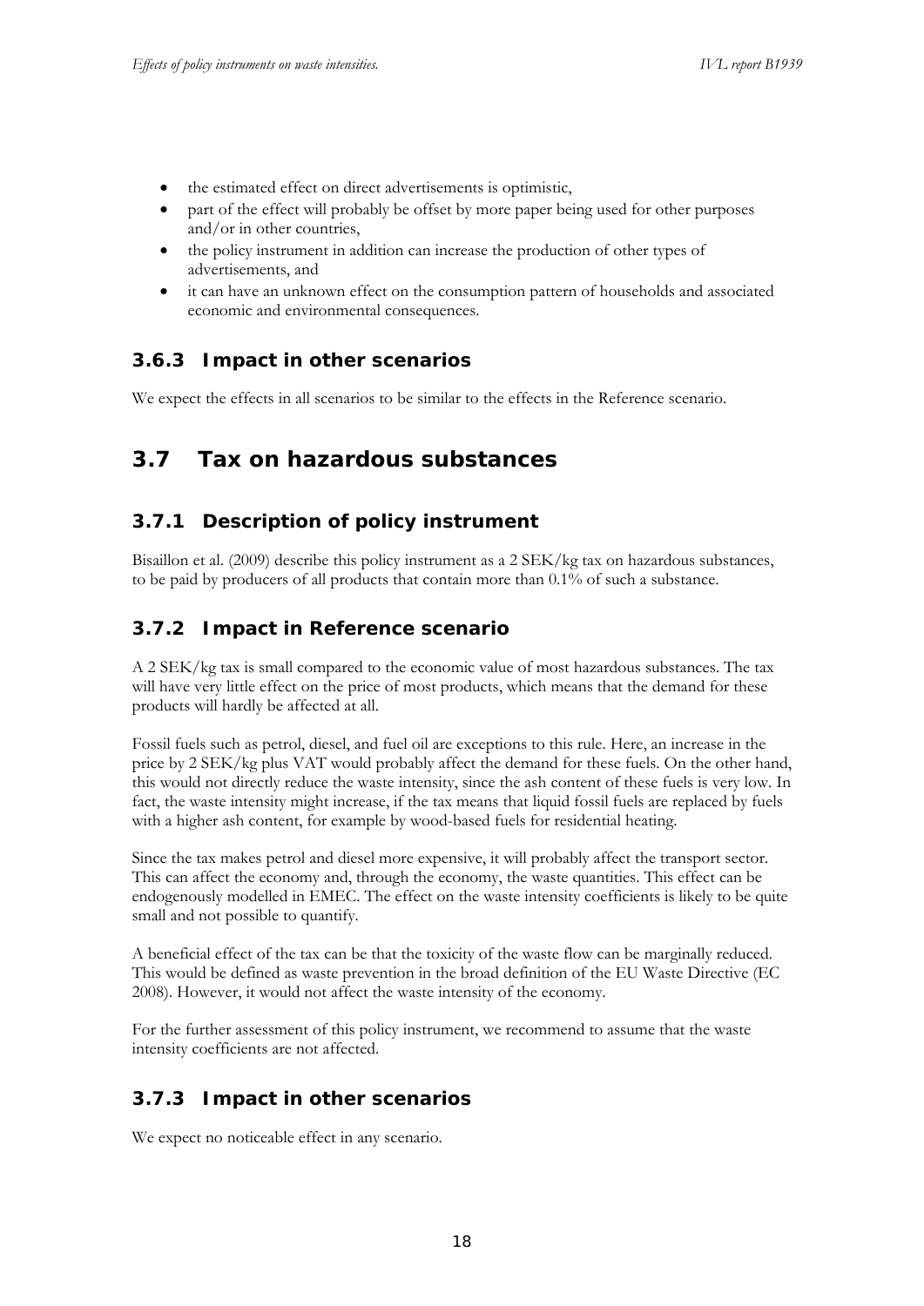- the estimated effect on direct advertisements is optimistic,
- part of the effect will probably be offset by more paper being used for other purposes and/or in other countries,
- the policy instrument in addition can increase the production of other types of advertisements, and
- it can have an unknown effect on the consumption pattern of households and associated economic and environmental consequences.

### 3.6.3 Impact in other scenarios

We expect the effects in all scenarios to be similar to the effects in the Reference scenario.

## 3.7 Tax on hazardous substances

### 3.7.1 Description of policy instrument

Bisaillon et al. (2009) describe this policy instrument as a 2 SEK/kg tax on hazardous substances, to be paid by producers of all products that contain more than 0.1% of such a substance.

### 3.7.2 Impact in Reference scenario

A 2 SEK/kg tax is small compared to the economic value of most hazardous substances. The tax will have very little effect on the price of most products, which means that the demand for these products will hardly be affected at all.

Fossil fuels such as petrol, diesel, and fuel oil are exceptions to this rule. Here, an increase in the price by 2 SEK/kg plus VAT would probably affect the demand for these fuels. On the other hand, this would not directly reduce the waste intensity, since the ash content of these fuels is very low. In fact, the waste intensity might increase, if the tax means that liquid fossil fuels are replaced by fuels with a higher ash content, for example by wood-based fuels for residential heating.

Since the tax makes petrol and diesel more expensive, it will probably affect the transport sector. This can affect the economy and, through the economy, the waste quantities. This effect can be endogenously modelled in EMEC. The effect on the waste intensity coefficients is likely to be quite small and not possible to quantify.

A beneficial effect of the tax can be that the toxicity of the waste flow can be marginally reduced. This would be defined as waste prevention in the broad definition of the EU Waste Directive (EC 2008). However, it would not affect the waste intensity of the economy.

For the further assessment of this policy instrument, we recommend to assume that the waste intensity coefficients are not affected.

### 3.7.3 Impact in other scenarios

We expect no noticeable effect in any scenario.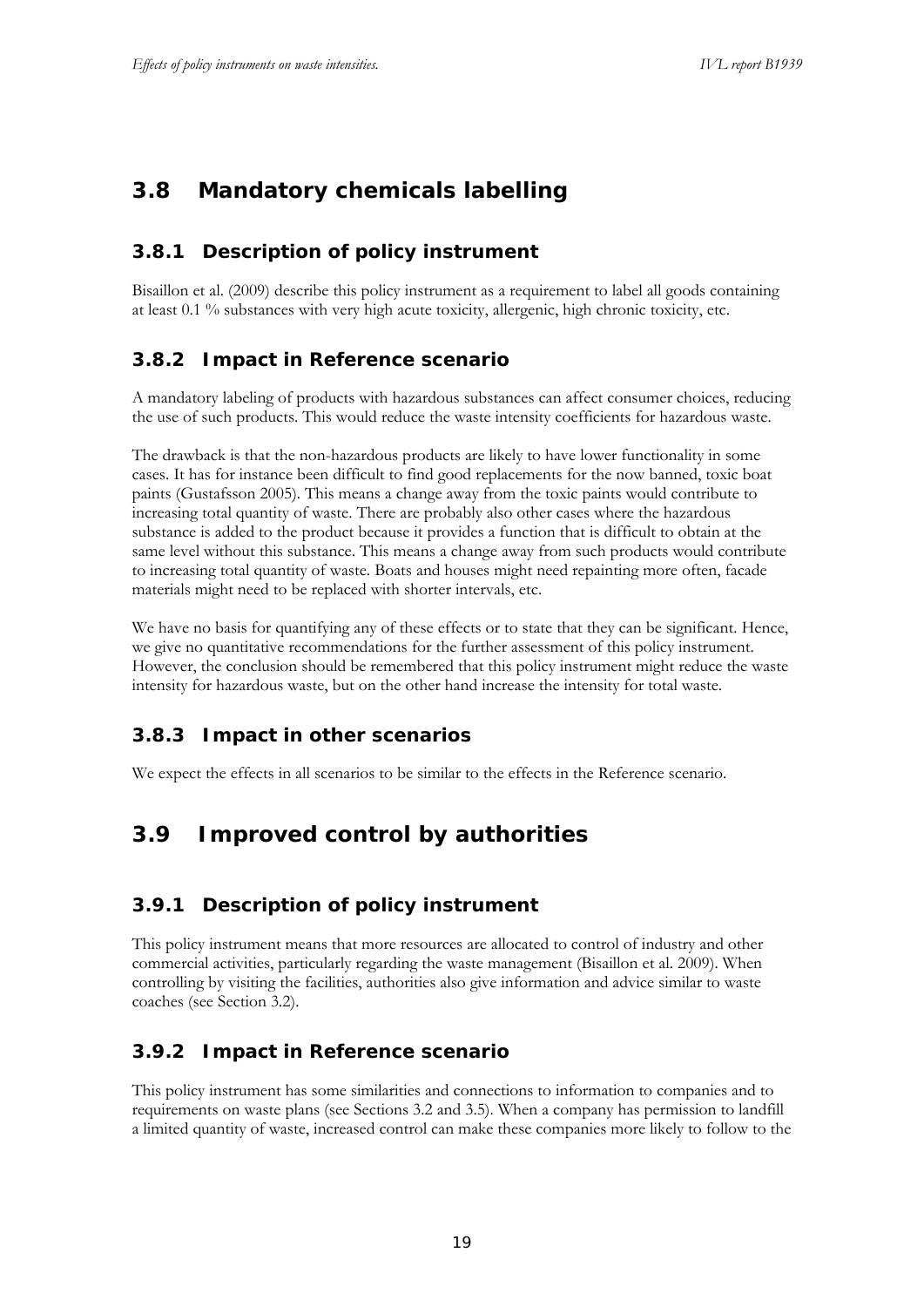## 3.8 Mandatory chemicals labelling

### 3.8.1 Description of policy instrument

Bisaillon et al. (2009) describe this policy instrument as a requirement to label all goods containing at least 0.1 % substances with very high acute toxicity, allergenic, high chronic toxicity, etc.

### 3.8.2 Impact in Reference scenario

A mandatory labeling of products with hazardous substances can affect consumer choices, reducing the use of such products. This would reduce the waste intensity coefficients for hazardous waste.

The drawback is that the non-hazardous products are likely to have lower functionality in some cases. It has for instance been difficult to find good replacements for the now banned, toxic boat paints (Gustafsson 2005). This means a change away from the toxic paints would contribute to increasing total quantity of waste. There are probably also other cases where the hazardous substance is added to the product because it provides a function that is difficult to obtain at the same level without this substance. This means a change away from such products would contribute to increasing total quantity of waste. Boats and houses might need repainting more often, facade materials might need to be replaced with shorter intervals, etc.

We have no basis for quantifying any of these effects or to state that they can be significant. Hence, we give no quantitative recommendations for the further assessment of this policy instrument. However, the conclusion should be remembered that this policy instrument might reduce the waste intensity for hazardous waste, but on the other hand increase the intensity for total waste.

### 3.8.3 Impact in other scenarios

We expect the effects in all scenarios to be similar to the effects in the Reference scenario.

## 3.9 Improved control by authorities

### 3.9.1 Description of policy instrument

This policy instrument means that more resources are allocated to control of industry and other commercial activities, particularly regarding the waste management (Bisaillon et al. 2009). When controlling by visiting the facilities, authorities also give information and advice similar to waste coaches (see Section 3.2).

### 3.9.2 Impact in Reference scenario

This policy instrument has some similarities and connections to information to companies and to requirements on waste plans (see Sections 3.2 and 3.5). When a company has permission to landfill a limited quantity of waste, increased control can make these companies more likely to follow to the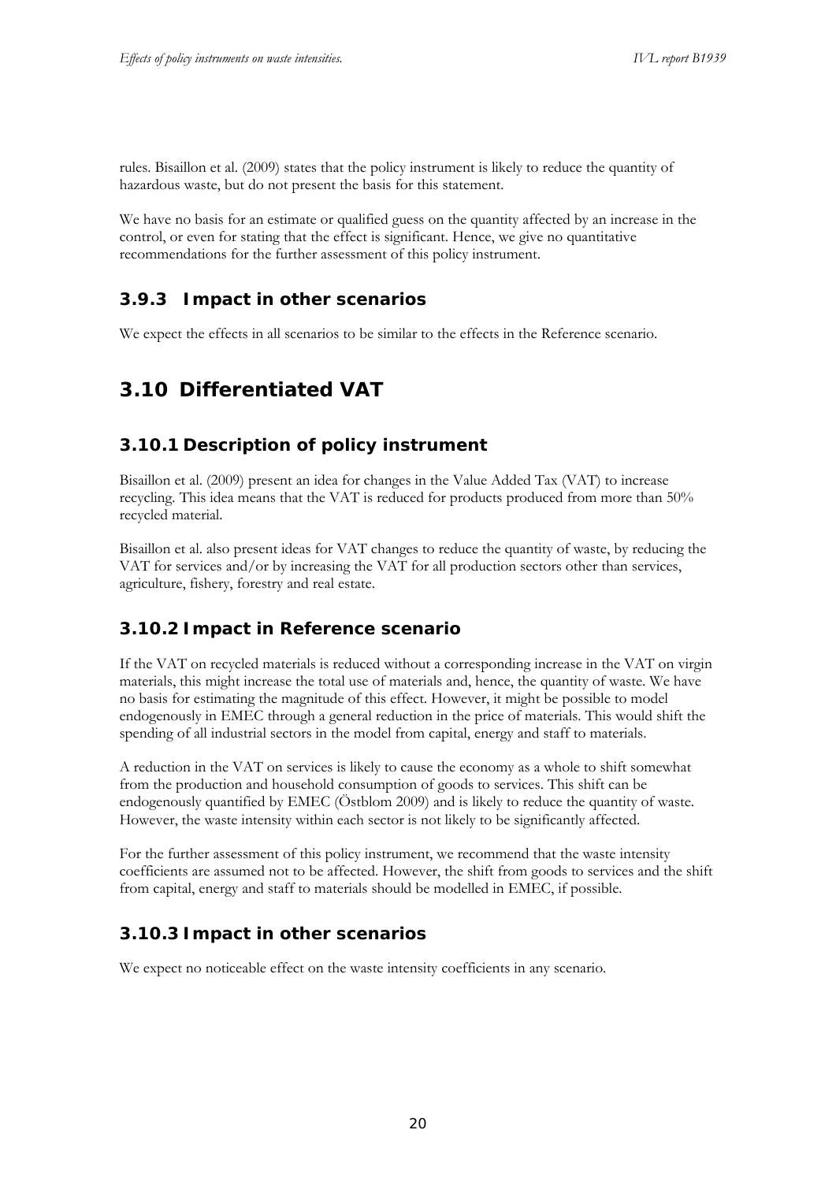rules. Bisaillon et al. (2009) states that the policy instrument is likely to reduce the quantity of hazardous waste, but do not present the basis for this statement.

We have no basis for an estimate or qualified guess on the quantity affected by an increase in the control, or even for stating that the effect is significant. Hence, we give no quantitative recommendations for the further assessment of this policy instrument.

### 3.9.3 Impact in other scenarios

We expect the effects in all scenarios to be similar to the effects in the Reference scenario.

## 3.10 Differentiated VAT

### 3.10.1 Description of policy instrument

Bisaillon et al. (2009) present an idea for changes in the Value Added Tax (VAT) to increase recycling. This idea means that the VAT is reduced for products produced from more than 50% recycled material.

Bisaillon et al. also present ideas for VAT changes to reduce the quantity of waste, by reducing the VAT for services and/or by increasing the VAT for all production sectors other than services, agriculture, fishery, forestry and real estate.

### 3.10.2 Impact in Reference scenario

If the VAT on recycled materials is reduced without a corresponding increase in the VAT on virgin materials, this might increase the total use of materials and, hence, the quantity of waste. We have no basis for estimating the magnitude of this effect. However, it might be possible to model endogenously in EMEC through a general reduction in the price of materials. This would shift the spending of all industrial sectors in the model from capital, energy and staff to materials.

A reduction in the VAT on services is likely to cause the economy as a whole to shift somewhat from the production and household consumption of goods to services. This shift can be endogenously quantified by EMEC (Östblom 2009) and is likely to reduce the quantity of waste. However, the waste intensity within each sector is not likely to be significantly affected.

For the further assessment of this policy instrument, we recommend that the waste intensity coefficients are assumed not to be affected. However, the shift from goods to services and the shift from capital, energy and staff to materials should be modelled in EMEC, if possible.

### 3.10.3 Impact in other scenarios

We expect no noticeable effect on the waste intensity coefficients in any scenario.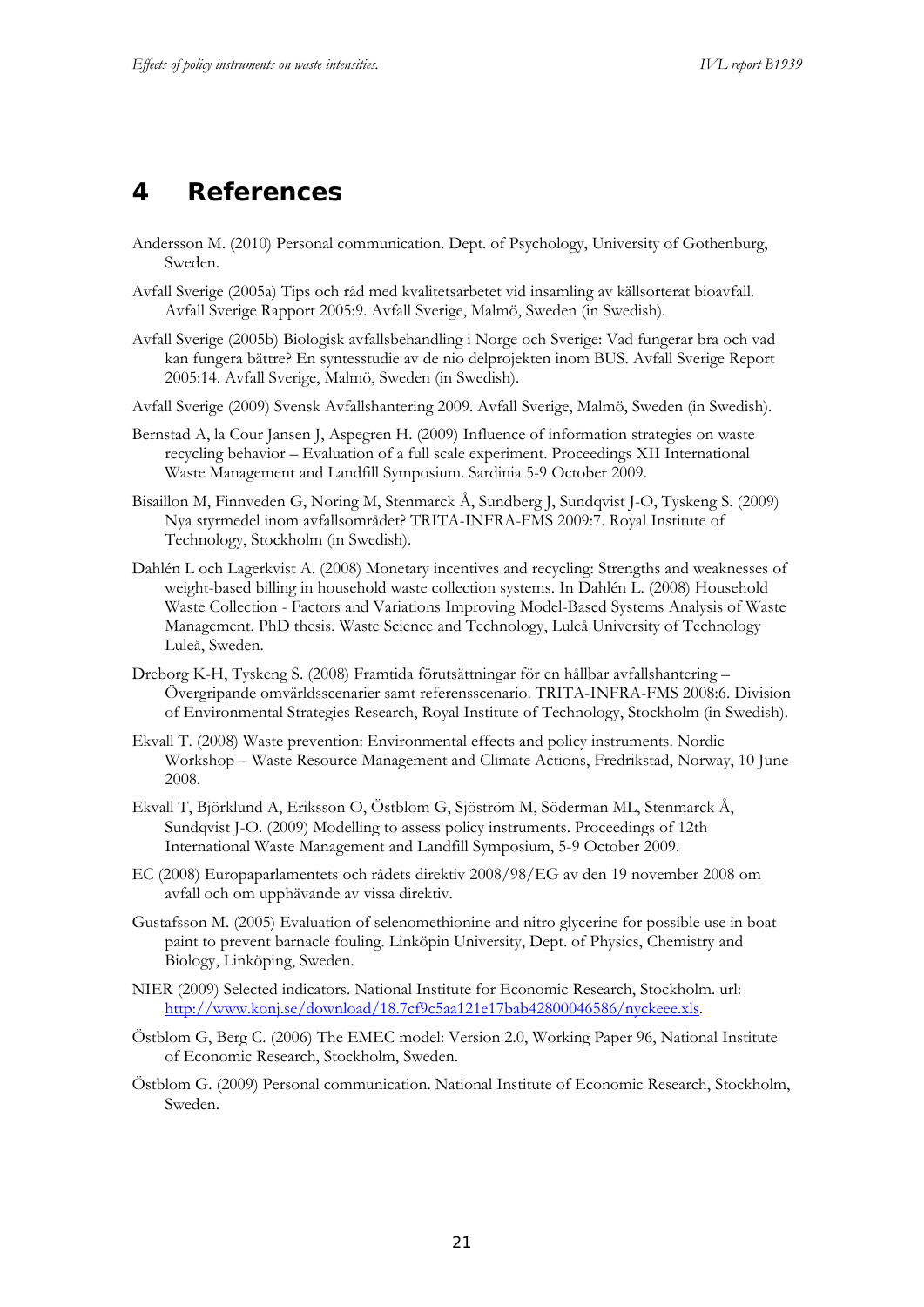# 4 References

Andersson M. (2010) Personal communication. Dept. of Psychology, University of Gothenburg, Sweden.

Avfall Sverige (2005a) Tips och råd med kvalitetsarbetet vid insamling av källsorterat bioavfall. Avfall Sverige Rapport 2005:9. Avfall Sverige, Malmö, Sweden (in Swedish).

Avfall Sverige (2005b) Biologisk avfallsbehandling i Norge och Sverige: Vad fungerar bra och vad kan fungera bättre? En syntesstudie av de nio delprojekten inom BUS. Avfall Sverige Report 2005:14. Avfall Sverige, Malmö, Sweden (in Swedish).

Avfall Sverige (2009) Svensk Avfallshantering 2009. Avfall Sverige, Malmö, Sweden (in Swedish).

Bernstad A, la Cour Jansen J, Aspegren H. (2009) Influence of information strategies on waste recycling behavior – Evaluation of a full scale experiment. Proceedings XII International Waste Management and Landfill Symposium. Sardinia 5-9 October 2009.

Bisaillon M, Finnveden G, Noring M, Stenmarck Å, Sundberg J, Sundqvist J-O, Tyskeng S. (2009) Nya styrmedel inom avfallsområdet? TRITA-INFRA-FMS 2009:7. Royal Institute of Technology, Stockholm (in Swedish).

Dahlén L och Lagerkvist A. (2008) Monetary incentives and recycling: Strengths and weaknesses of weight-based billing in household waste collection systems. In Dahlén L. (2008) Household Waste Collection - Factors and Variations Improving Model-Based Systems Analysis of Waste Management. PhD thesis. Waste Science and Technology, Luleå University of Technology Luleå, Sweden.

Dreborg K-H, Tyskeng S. (2008) Framtida förutsättningar för en hållbar avfallshantering – Övergripande omvärldsscenarier samt referensscenario. TRITA-INFRA-FMS 2008:6. Division of Environmental Strategies Research, Royal Institute of Technology, Stockholm (in Swedish).

Ekvall T. (2008) Waste prevention: Environmental effects and policy instruments. Nordic Workshop – Waste Resource Management and Climate Actions, Fredrikstad, Norway, 10 June 2008.

Ekvall T, Björklund A, Eriksson O, Östblom G, Sjöström M, Söderman ML, Stenmarck Å, Sundqvist J-O. (2009) Modelling to assess policy instruments. Proceedings of 12th International Waste Management and Landfill Symposium, 5-9 October 2009.

EC (2008) Europaparlamentets och rådets direktiv 2008/98/EG av den 19 november 2008 om avfall och om upphävande av vissa direktiv.

Gustafsson M. (2005) Evaluation of selenomethionine and nitro glycerine for possible use in boat paint to prevent barnacle fouling. Linköpin University, Dept. of Physics, Chemistry and Biology, Linköping, Sweden.

NIER (2009) Selected indicators. National Institute for Economic Research, Stockholm. url: http://www.konj.se/download/18.7cf9c5aa121e17bab42800046586/nyckeee.xls.

Östblom G, Berg C. (2006) The EMEC model: Version 2.0, Working Paper 96, National Institute of Economic Research, Stockholm, Sweden.

Östblom G. (2009) Personal communication. National Institute of Economic Research, Stockholm, Sweden.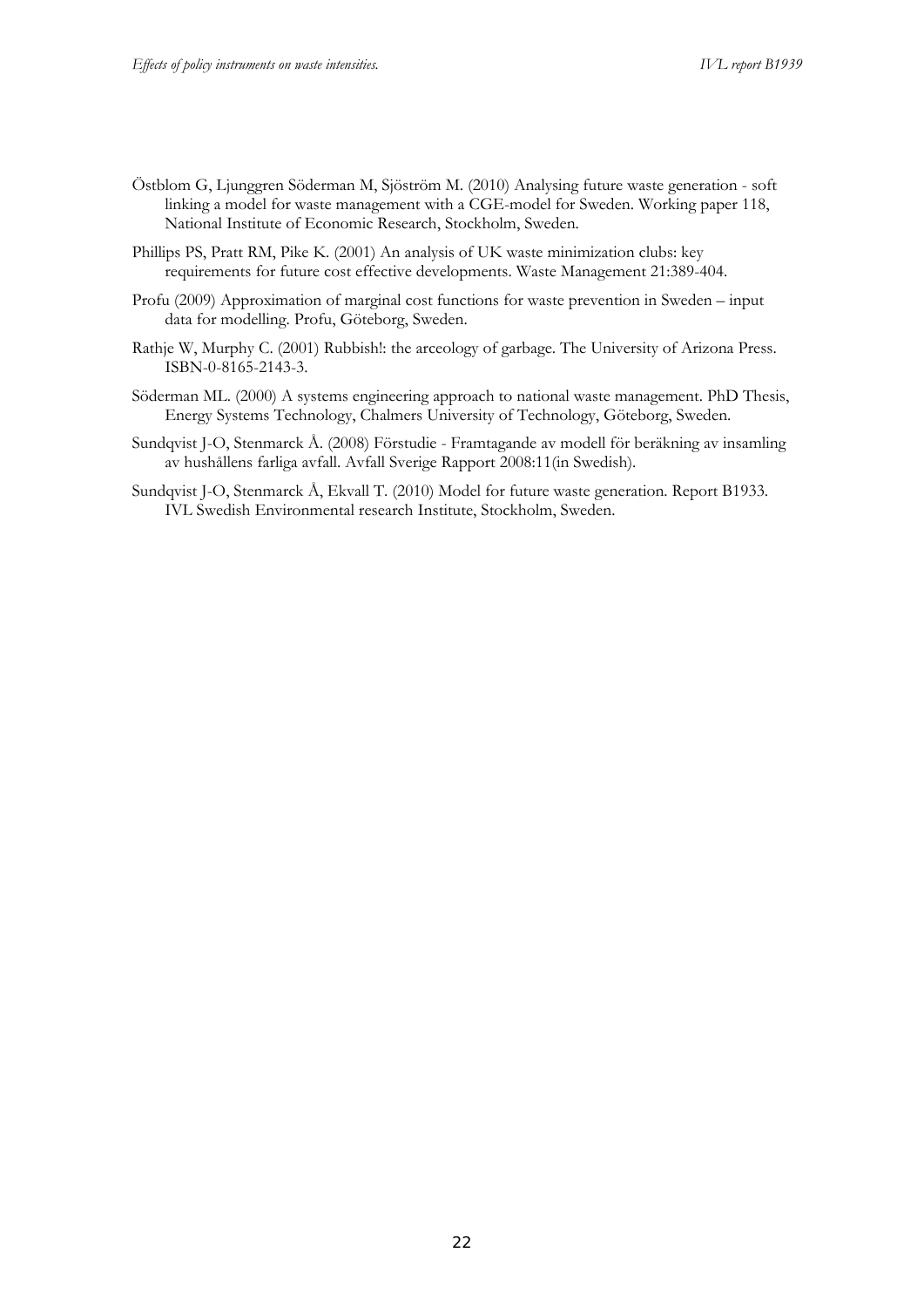Östblom G, Ljunggren Söderman M, Sjöström M. (2010) Analysing future waste generation - soft linking a model for waste management with a CGE-model for Sweden. Working paper 118, National Institute of Economic Research, Stockholm, Sweden.

Phillips PS, Pratt RM, Pike K. (2001) An analysis of UK waste minimization clubs: key requirements for future cost effective developments. Waste Management 21:389-404.

Profu (2009) Approximation of marginal cost functions for waste prevention in Sweden – input data for modelling. Profu, Göteborg, Sweden.

Rathje W, Murphy C. (2001) Rubbish!: the arceology of garbage. The University of Arizona Press. ISBN-0-8165-2143-3.

Söderman ML. (2000) A systems engineering approach to national waste management. PhD Thesis, Energy Systems Technology, Chalmers University of Technology, Göteborg, Sweden.

Sundqvist J-O, Stenmarck Å. (2008) Förstudie - Framtagande av modell för beräkning av insamling av hushållens farliga avfall. Avfall Sverige Rapport 2008:11(in Swedish).

Sundqvist J-O, Stenmarck Å, Ekvall T. (2010) Model for future waste generation. Report B1933. IVL Swedish Environmental research Institute, Stockholm, Sweden.